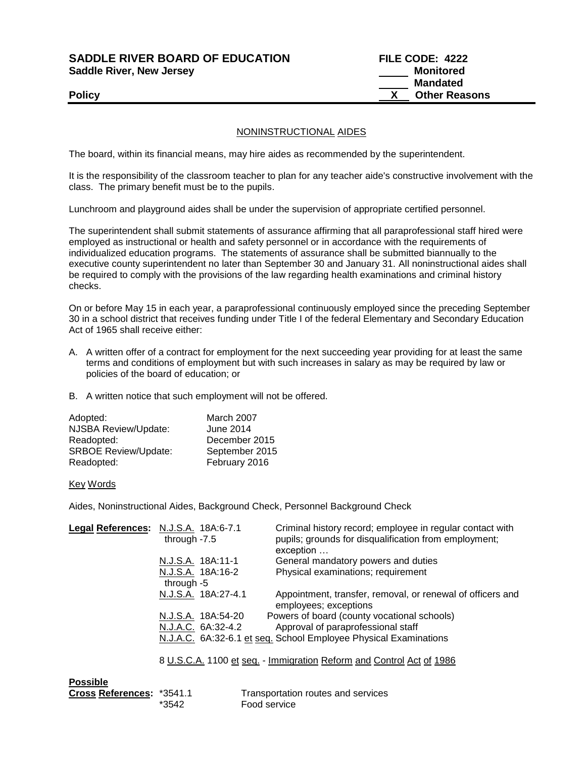**SADDLE RIVER BOARD OF EDUCATION** **FILE CODE: 4222**
**Saddle River, New Jersey**

_____ Monitored
_____ Mandated
**Policy** __X__ Other Reasons

## NONINSTRUCTIONAL AIDES

The board, within its financial means, may hire aides as recommended by the superintendent.

It is the responsibility of the classroom teacher to plan for any teacher aide's constructive involvement with the class. The primary benefit must be to the pupils.

Lunchroom and playground aides shall be under the supervision of appropriate certified personnel.

The superintendent shall submit statements of assurance affirming that all paraprofessional staff hired were employed as instructional or health and safety personnel or in accordance with the requirements of individualized education programs. The statements of assurance shall be submitted biannually to the executive county superintendent no later than September 30 and January 31. All noninstructional aides shall be required to comply with the provisions of the law regarding health examinations and criminal history checks.

On or before May 15 in each year, a paraprofessional continuously employed since the preceding September 30 in a school district that receives funding under Title I of the federal Elementary and Secondary Education Act of 1965 shall receive either:

A. A written offer of a contract for employment for the next succeeding year providing for at least the same terms and conditions of employment but with such increases in salary as may be required by law or policies of the board of education; or

B. A written notice that such employment will not be offered.

| | |
|---|---|
| Adopted: | March 2007 |
| NJSBA Review/Update: | June 2014 |
| Readopted: | December 2015 |
| SRBOE Review/Update: | September 2015 |
| Readopted: | February 2016 |

Key Words

Aides, Noninstructional Aides, Background Check, Personnel Background Check

| **Legal References:** | | |
|---|---|---|
| | N.J.S.A. 18A:6-7.1 through -7.5 | Criminal history record; employee in regular contact with pupils; grounds for disqualification from employment; exception … |
| | N.J.S.A. 18A:11-1 | General mandatory powers and duties |
| | N.J.S.A. 18A:16-2 through -5 | Physical examinations; requirement |
| | N.J.S.A. 18A:27-4.1 | Appointment, transfer, removal, or renewal of officers and employees; exceptions |
| | N.J.S.A. 18A:54-20 | Powers of board (county vocational schools) |
| | N.J.A.C. 6A:32-4.2 | Approval of paraprofessional staff |
| | N.J.A.C. 6A:32-6.1 et seq. | School Employee Physical Examinations |
| | 8 U.S.C.A. 1100 et seq. | Immigration Reform and Control Act of 1986 |

| **Possible Cross References:** | | |
|---|---|---|
| | *3541.1 | Transportation routes and services |
| | *3542 | Food service |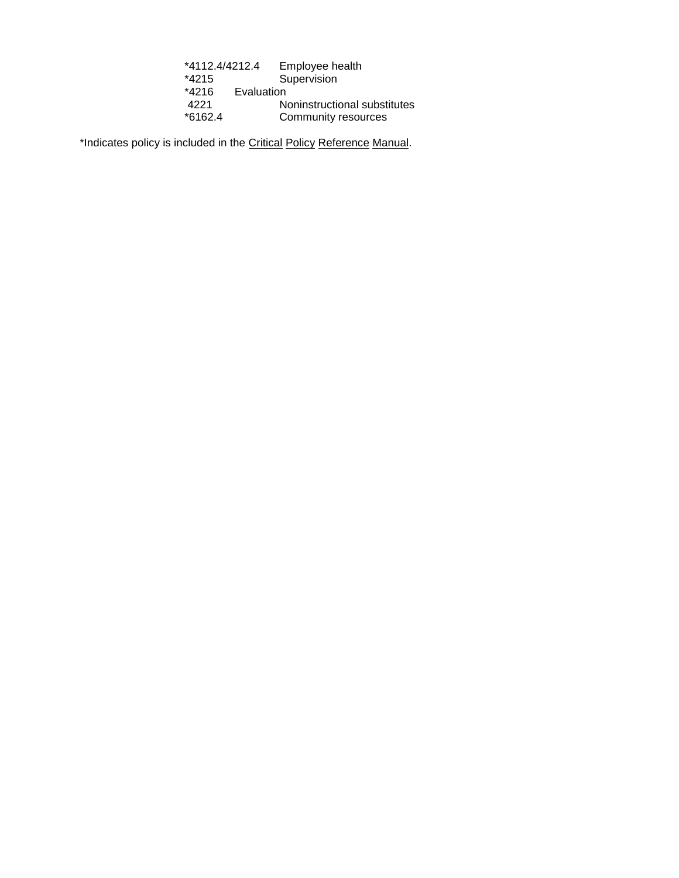| | |
|---|---|
| *4112.4/4212.4 | Employee health |
| *4215 | Supervision |
| *4216 | Evaluation |
| 4221 | Noninstructional substitutes |
| *6162.4 | Community resources |

*Indicates policy is included in the Critical Policy Reference Manual.